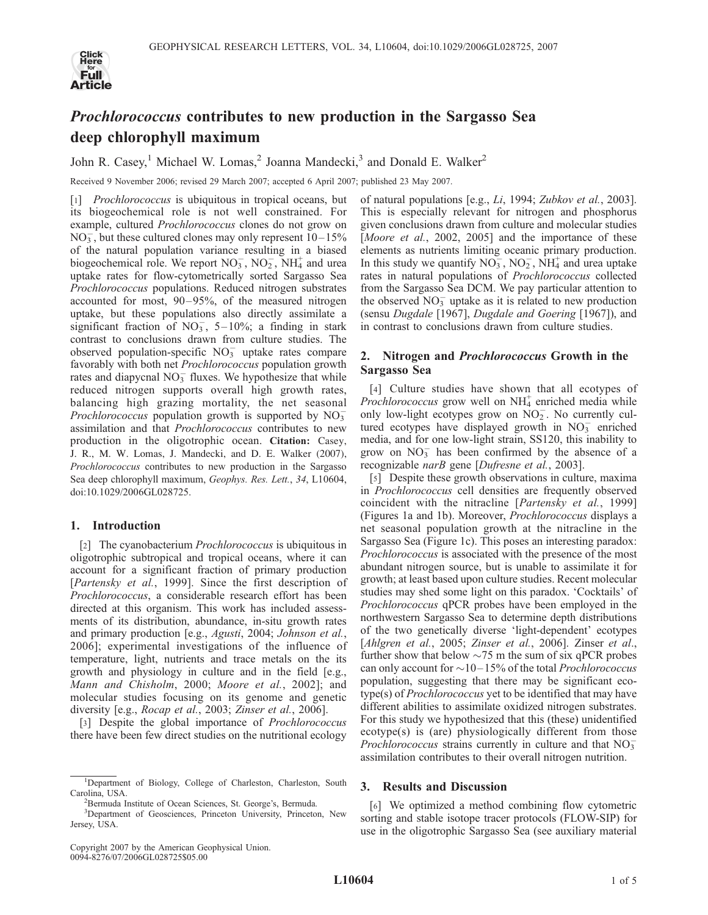# *Prochlorococcus* contributes to new production in the Sargasso Sea deep chlorophyll maximum

John R. Casey,[1] Michael W. Lomas,[2] Joanna Mandecki,[3] and Donald E. Walker[2]

Received 9 November 2006; revised 29 March 2007; accepted 6 April 2007; published 23 May 2007.

[1] *Prochlorococcus* is ubiquitous in tropical oceans, but its biogeochemical role is not well constrained. For example, cultured *Prochlorococcus* clones do not grow on $NO_3^-$, but these cultured clones may only represent 10–15% of the natural population variance resulting in a biased biogeochemical role. We report $NO_3^-$, $NO_2^-$, $NH_4^+$ and urea uptake rates for flow-cytometrically sorted Sargasso Sea *Prochlorococcus* populations. Reduced nitrogen substrates accounted for most, 90–95%, of the measured nitrogen uptake, but these populations also directly assimilate a significant fraction of $NO_3^-$, 5–10%; a finding in stark contrast to conclusions drawn from culture studies. The observed population-specific $NO_3^-$ uptake rates compare favorably with both net *Prochlorococcus* population growth rates and diapycnal $NO_3^-$ fluxes. We hypothesize that while reduced nitrogen supports overall high growth rates, balancing high grazing mortality, the net seasonal *Prochlorococcus* population growth is supported by $NO_3^-$ assimilation and that *Prochlorococcus* contributes to new production in the oligotrophic ocean. **Citation:** Casey, J. R., M. W. Lomas, J. Mandecki, and D. E. Walker (2007), *Prochlorococcus* contributes to new production in the Sargasso Sea deep chlorophyll maximum, *Geophys. Res. Lett.*, *34*, L10604, doi:10.1029/2006GL028725.

## 1. Introduction

[2] The cyanobacterium *Prochlorococcus* is ubiquitous in oligotrophic subtropical and tropical oceans, where it can account for a significant fraction of primary production [*Partensky et al.*, 1999]. Since the first description of *Prochlorococcus*, a considerable research effort has been directed at this organism. This work has included assessments of its distribution, abundance, in-situ growth rates and primary production [e.g., *Agusti*, 2004; *Johnson et al.*, 2006]; experimental investigations of the influence of temperature, light, nutrients and trace metals on the its growth and physiology in culture and in the field [e.g., *Mann and Chisholm*, 2000; *Moore et al.*, 2002]; and molecular studies focusing on its genome and genetic diversity [e.g., *Rocap et al.*, 2003; *Zinser et al.*, 2006].

[3] Despite the global importance of *Prochlorococcus* there have been few direct studies on the nutritional ecology of natural populations [e.g., *Li*, 1994; *Zubkov et al.*, 2003]. This is especially relevant for nitrogen and phosphorus given conclusions drawn from culture and molecular studies [*Moore et al.*, 2002, 2005] and the importance of these elements as nutrients limiting oceanic primary production. In this study we quantify $NO_3^-$, $NO_2^-$, $NH_4^+$ and urea uptake rates in natural populations of *Prochlorococcus* collected from the Sargasso Sea DCM. We pay particular attention to the observed $NO_3^-$ uptake as it is related to new production (sensu *Dugdale* [1967], *Dugdale and Goering* [1967]), and in contrast to conclusions drawn from culture studies.

## 2. Nitrogen and *Prochlorococcus* Growth in the Sargasso Sea

[4] Culture studies have shown that all ecotypes of *Prochlorococcus* grow well on $NH_4^+$ enriched media while only low-light ecotypes grow on $NO_2^-$. No currently cultured ecotypes have displayed growth in $NO_3^-$ enriched media, and for one low-light strain, SS120, this inability to grow on $NO_3^-$ has been confirmed by the absence of a recognizable *narB* gene [*Dufresne et al.*, 2003].

[5] Despite these growth observations in culture, maxima in *Prochlorococcus* cell densities are frequently observed coincident with the nitracline [*Partensky et al.*, 1999] (Figures 1a and 1b). Moreover, *Prochlorococcus* displays a net seasonal population growth at the nitracline in the Sargasso Sea (Figure 1c). This poses an interesting paradox: *Prochlorococcus* is associated with the presence of the most abundant nitrogen source, but is unable to assimilate it for growth; at least based upon culture studies. Recent molecular studies may shed some light on this paradox. 'Cocktails' of *Prochlorococcus* qPCR probes have been employed in the northwestern Sargasso Sea to determine depth distributions of the two genetically diverse 'light-dependent' ecotypes [*Ahlgren et al.*, 2005; *Zinser et al.*, 2006]. Zinser *et al.*, further show that below ~75 m the sum of six qPCR probes can only account for ~10–15% of the total *Prochlorococcus* population, suggesting that there may be significant ecotype(s) of *Prochlorococcus* yet to be identified that may have different abilities to assimilate oxidized nitrogen substrates. For this study we hypothesized that this (these) unidentified ecotype(s) is (are) physiologically different from those *Prochlorococcus* strains currently in culture and that $NO_3^-$ assimilation contributes to their overall nitrogen nutrition.

## 3. Results and Discussion

[6] We optimized a method combining flow cytometric sorting and stable isotope tracer protocols (FLOW-SIP) for use in the oligotrophic Sargasso Sea (see auxiliary material

---

[1] Department of Biology, College of Charleston, Charleston, South Carolina, USA.

[2] Bermuda Institute of Ocean Sciences, St. George's, Bermuda.

[3] Department of Geosciences, Princeton University, Princeton, New Jersey, USA.

Copyright 2007 by the American Geophysical Union.
0094-8276/07/2006GL028725$05.00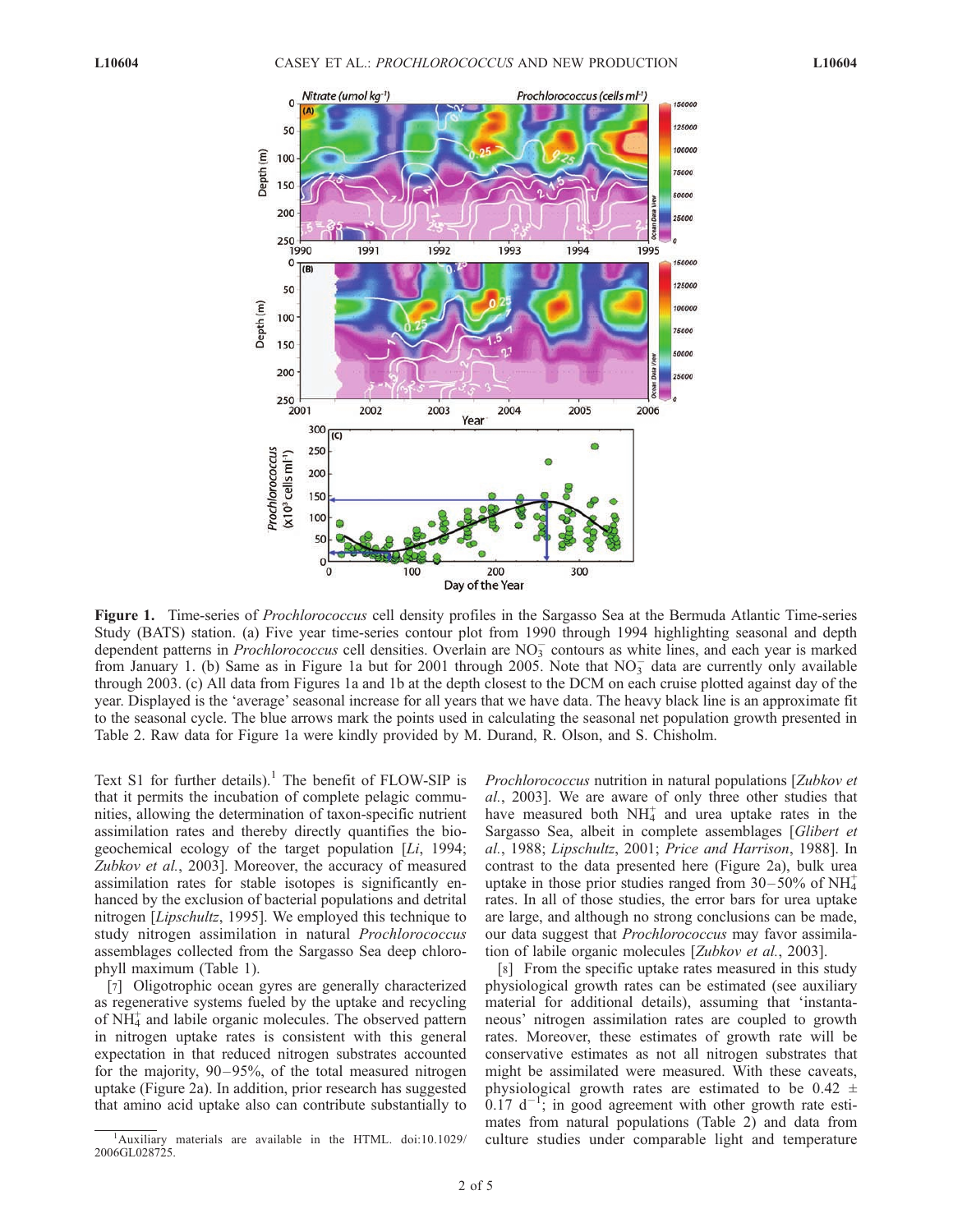**Figure 1.** Time-series of *Prochlorococcus* cell density profiles in the Sargasso Sea at the Bermuda Atlantic Time-series Study (BATS) station. (a) Five year time-series contour plot from 1990 through 1994 highlighting seasonal and depth dependent patterns in *Prochlorococcus* cell densities. Overlain are $NO_3^-$ contours as white lines, and each year is marked from January 1. (b) Same as in Figure 1a but for 2001 through 2005. Note that $NO_3^-$ data are currently only available through 2003. (c) All data from Figures 1a and 1b at the depth closest to the DCM on each cruise plotted against day of the year. Displayed is the 'average' seasonal increase for all years that we have data. The heavy black line is an approximate fit to the seasonal cycle. The blue arrows mark the points used in calculating the seasonal net population growth presented in Table 2. Raw data for Figure 1a were kindly provided by M. Durand, R. Olson, and S. Chisholm.

Text S1 for further details).[1] The benefit of FLOW-SIP is that it permits the incubation of complete pelagic communities, allowing the determination of taxon-specific nutrient assimilation rates and thereby directly quantifies the biogeochemical ecology of the target population [*Li*, 1994; *Zubkov et al.*, 2003]. Moreover, the accuracy of measured assimilation rates for stable isotopes is significantly enhanced by the exclusion of bacterial populations and detrital nitrogen [*Lipschultz*, 1995]. We employed this technique to study nitrogen assimilation in natural *Prochlorococcus* assemblages collected from the Sargasso Sea deep chlorophyll maximum (Table 1).

[7] Oligotrophic ocean gyres are generally characterized as regenerative systems fueled by the uptake and recycling of $NH_4^+$ and labile organic molecules. The observed pattern in nitrogen uptake rates is consistent with this general expectation in that reduced nitrogen substrates accounted for the majority, 90–95%, of the total measured nitrogen uptake (Figure 2a). In addition, prior research has suggested that amino acid uptake also can contribute substantially to *Prochlorococcus* nutrition in natural populations [*Zubkov et al.*, 2003]. We are aware of only three other studies that have measured both $NH_4^+$ and urea uptake rates in the Sargasso Sea, albeit in complete assemblages [*Glibert et al.*, 1988; *Lipschultz*, 2001; *Price and Harrison*, 1988]. In contrast to the data presented here (Figure 2a), bulk urea uptake in those prior studies ranged from 30–50% of $NH_4^+$ rates. In all of those studies, the error bars for urea uptake are large, and although no strong conclusions can be made, our data suggest that *Prochlorococcus* may favor assimilation of labile organic molecules [*Zubkov et al.*, 2003].

[8] From the specific uptake rates measured in this study physiological growth rates can be estimated (see auxiliary material for additional details), assuming that 'instantaneous' nitrogen assimilation rates are coupled to growth rates. Moreover, these estimates of growth rate will be conservative estimates as not all nitrogen substrates that might be assimilated were measured. With these caveats, physiological growth rates are estimated to be $0.42 \pm 0.17\ d^{-1}$; in good agreement with other growth rate estimates from natural populations (Table 2) and data from culture studies under comparable light and temperature

[1] Auxiliary materials are available in the HTML. doi:10.1029/2006GL028725.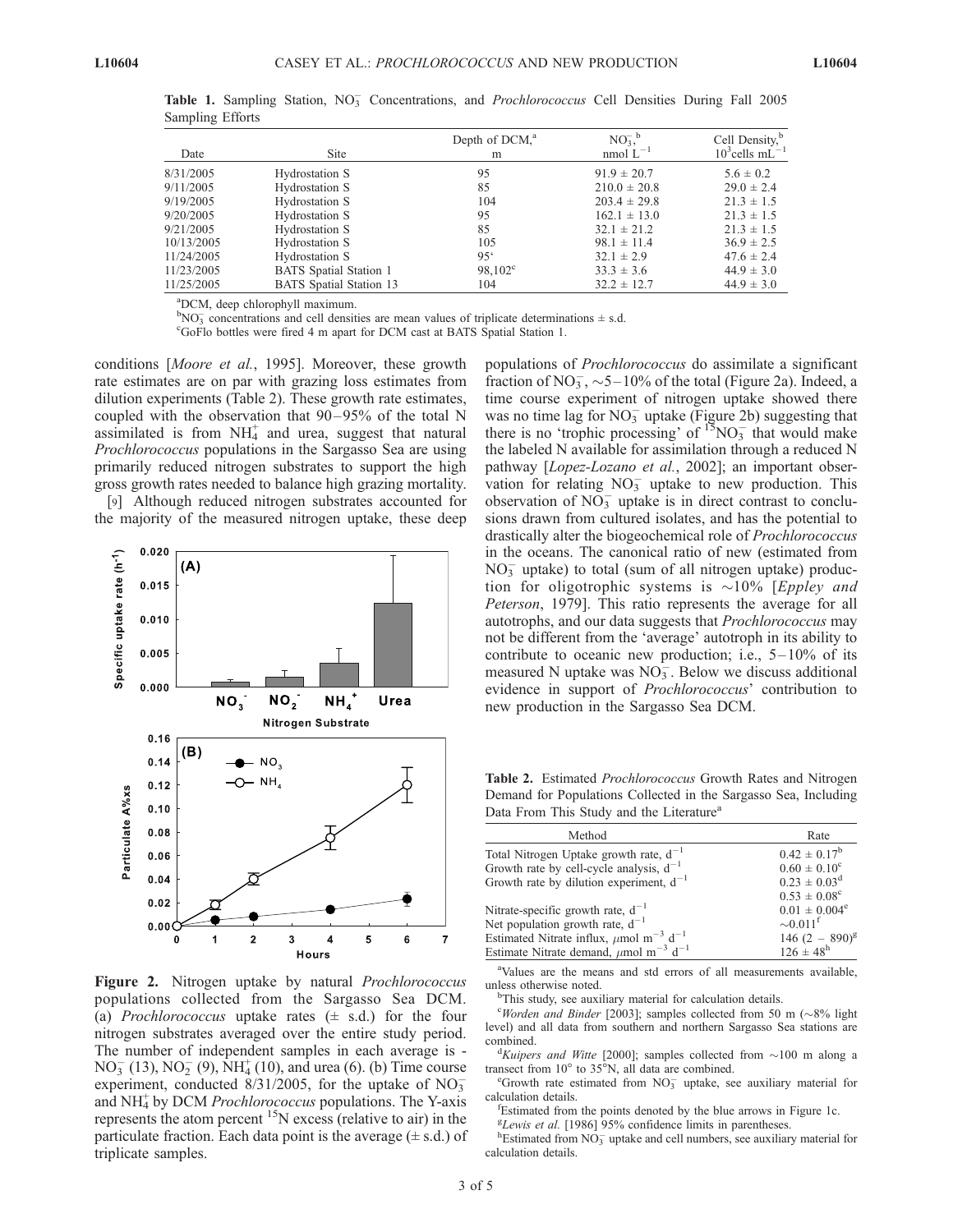**Table 1.** Sampling Station, $NO_3^-$ Concentrations, and *Prochlorococcus* Cell Densities During Fall 2005 Sampling Efforts

| Date | Site | Depth of DCM,[a] m | $NO_3^-$,[b] nmol $L^{-1}$ | Cell Density,[b] $10^3$cells $mL^{-1}$ |
|---|---|---|---|---|
| 8/31/2005 | Hydrostation S | 95 | $91.9 \pm 20.7$ | $5.6 \pm 0.2$ |
| 9/11/2005 | Hydrostation S | 85 | $210.0 \pm 20.8$ | $29.0 \pm 2.4$ |
| 9/19/2005 | Hydrostation S | 104 | $203.4 \pm 29.8$ | $21.3 \pm 1.5$ |
| 9/20/2005 | Hydrostation S | 95 | $162.1 \pm 13.0$ | $21.3 \pm 1.5$ |
| 9/21/2005 | Hydrostation S | 85 | $32.1 \pm 21.2$ | $21.3 \pm 1.5$ |
| 10/13/2005 | Hydrostation S | 105 | $98.1 \pm 11.4$ | $36.9 \pm 2.5$ |
| 11/24/2005 | Hydrostation S | 95[c] | $32.1 \pm 2.9$ | $47.6 \pm 2.4$ |
| 11/23/2005 | BATS Spatial Station 1 | 98,102[c] | $33.3 \pm 3.6$ | $44.9 \pm 3.0$ |
| 11/25/2005 | BATS Spatial Station 13 | 104 | $32.2 \pm 12.7$ | $44.9 \pm 3.0$ |

[a]DCM, deep chlorophyll maximum.
[b]$NO_3^-$ concentrations and cell densities are mean values of triplicate determinations ± s.d.
[c]GoFlo bottles were fired 4 m apart for DCM cast at BATS Spatial Station 1.

conditions [*Moore et al.*, 1995]. Moreover, these growth rate estimates are on par with grazing loss estimates from dilution experiments (Table 2). These growth rate estimates, coupled with the observation that 90–95% of the total N assimilated is from $NH_4^+$ and urea, suggest that natural *Prochlorococcus* populations in the Sargasso Sea are using primarily reduced nitrogen substrates to support the high gross growth rates needed to balance high grazing mortality.

[9] Although reduced nitrogen substrates accounted for the majority of the measured nitrogen uptake, these deep populations of *Prochlorococcus* do assimilate a significant fraction of $NO_3^-$, ~5–10% of the total (Figure 2a). Indeed, a time course experiment of nitrogen uptake showed there was no time lag for $NO_3^-$ uptake (Figure 2b) suggesting that there is no 'trophic processing' of $^{15}NO_3^-$ that would make the labeled N available for assimilation through a reduced N pathway [*Lopez-Lozano et al.*, 2002]; an important observation for relating $NO_3^-$ uptake to new production. This observation of $NO_3^-$ uptake is in direct contrast to conclusions drawn from cultured isolates, and has the potential to drastically alter the biogeochemical role of *Prochlorococcus* in the oceans. The canonical ratio of new (estimated from $NO_3^-$ uptake) to total (sum of all nitrogen uptake) production for oligotrophic systems is ~10% [*Eppley and Peterson*, 1979]. This ratio represents the average for all autotrophs, and our data suggests that *Prochlorococcus* may not be different from the 'average' autotroph in its ability to contribute to oceanic new production; i.e., 5–10% of its measured N uptake was $NO_3^-$. Below we discuss additional evidence in support of *Prochlorococcus*' contribution to new production in the Sargasso Sea DCM.

**Figure 2.** Nitrogen uptake by natural *Prochlorococcus* populations collected from the Sargasso Sea DCM. (a) *Prochlorococcus* uptake rates (± s.d.) for the four nitrogen substrates averaged over the entire study period. The number of independent samples in each average is - $NO_3^-$ (13), $NO_2^-$ (9), $NH_4^+$ (10), and urea (6). (b) Time course experiment, conducted 8/31/2005, for the uptake of $NO_3^-$ and $NH_4^+$ by DCM *Prochlorococcus* populations. The Y-axis represents the atom percent $^{15}N$ excess (relative to air) in the particulate fraction. Each data point is the average (± s.d.) of triplicate samples.

**Table 2.** Estimated *Prochlorococcus* Growth Rates and Nitrogen Demand for Populations Collected in the Sargasso Sea, Including Data From This Study and the Literature[a]

| Method | Rate |
|---|---|
| Total Nitrogen Uptake growth rate, $d^{-1}$ | $0.42 \pm 0.17$[b] |
| Growth rate by cell-cycle analysis, $d^{-1}$ | $0.60 \pm 0.10$[c] |
| Growth rate by dilution experiment, $d^{-1}$ | $0.23 \pm 0.03$[d] |
| | $0.53 \pm 0.08$[c] |
| Nitrate-specific growth rate, $d^{-1}$ | $0.01 \pm 0.004$[e] |
| Net population growth rate, $d^{-1}$ | ~0.011[f] |
| Estimated Nitrate influx, $\mu$mol $m^{-3}$ $d^{-1}$ | 146 (2 – 890)[g] |
| Estimate Nitrate demand, $\mu$mol $m^{-3}$ $d^{-1}$ | $126 \pm 48$[h] |

[a]Values are the means and std errors of all measurements available, unless otherwise noted.
[b]This study, see auxiliary material for calculation details.
[c]*Worden and Binder* [2003]; samples collected from 50 m (~8% light level) and all data from southern and northern Sargasso Sea stations are combined.
[d]*Kuipers and Witte* [2000]; samples collected from ~100 m along a transect from 10° to 35°N, all data are combined.
[e]Growth rate estimated from $NO_3^-$ uptake, see auxiliary material for calculation details.
[f]Estimated from the points denoted by the blue arrows in Figure 1c.
[g]*Lewis et al.* [1986] 95% confidence limits in parentheses.
[h]Estimated from $NO_3^-$ uptake and cell numbers, see auxiliary material for calculation details.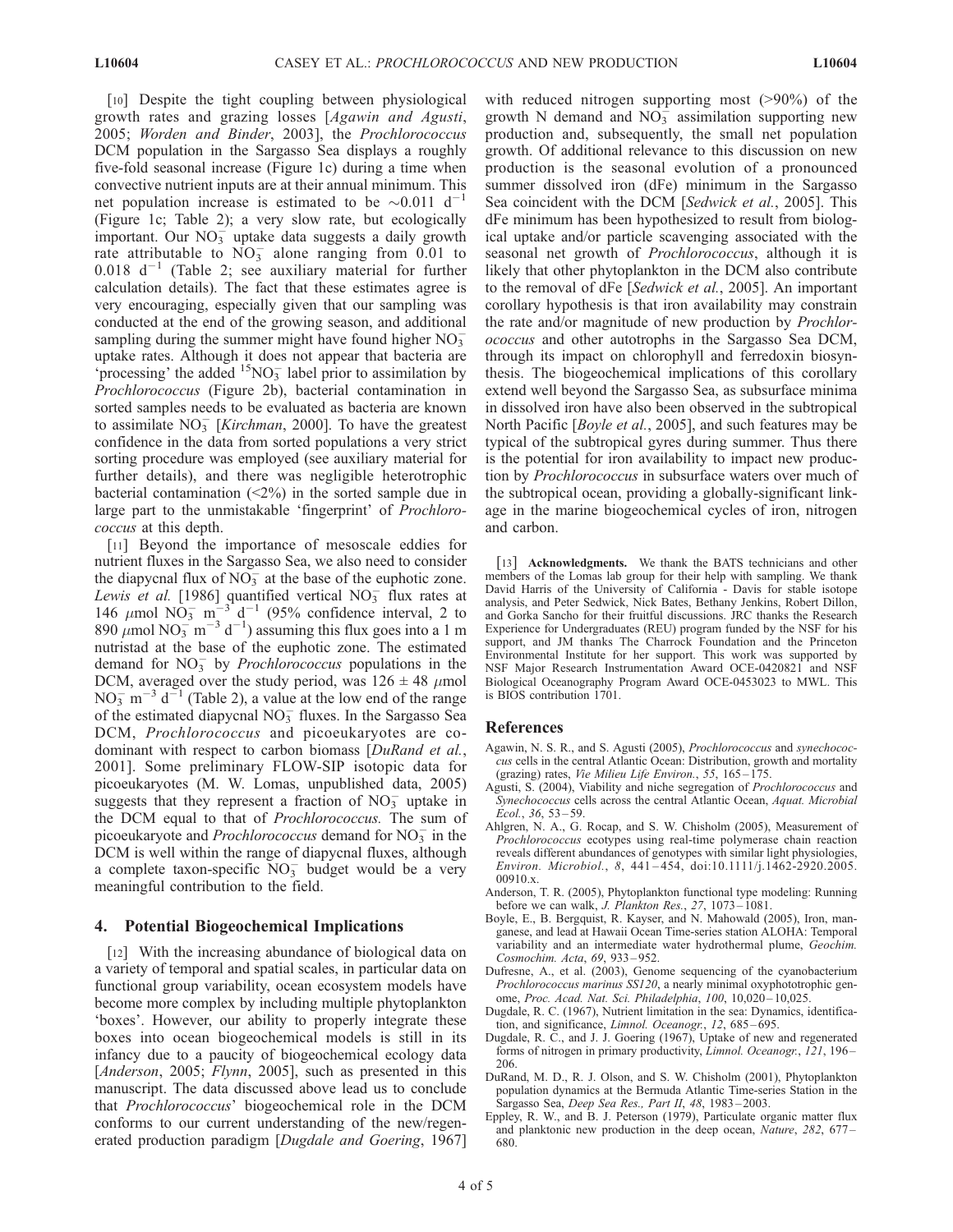[10] Despite the tight coupling between physiological growth rates and grazing losses [*Agawin and Agusti*, 2005; *Worden and Binder*, 2003], the *Prochlorococcus* DCM population in the Sargasso Sea displays a roughly five-fold seasonal increase (Figure 1c) during a time when convective nutrient inputs are at their annual minimum. This net population increase is estimated to be $\sim$0.011 $d^{-1}$ (Figure 1c; Table 2); a very slow rate, but ecologically important. Our $NO_3^-$ uptake data suggests a daily growth rate attributable to $NO_3^-$ alone ranging from 0.01 to 0.018 $d^{-1}$ (Table 2; see auxiliary material for further calculation details). The fact that these estimates agree is very encouraging, especially given that our sampling was conducted at the end of the growing season, and additional sampling during the summer might have found higher $NO_3^-$ uptake rates. Although it does not appear that bacteria are 'processing' the added $^{15}NO_3^-$ label prior to assimilation by *Prochlorococcus* (Figure 2b), bacterial contamination in sorted samples needs to be evaluated as bacteria are known to assimilate $NO_3^-$ [*Kirchman*, 2000]. To have the greatest confidence in the data from sorted populations a very strict sorting procedure was employed (see auxiliary material for further details), and there was negligible heterotrophic bacterial contamination (<2%) in the sorted sample due in large part to the unmistakable 'fingerprint' of *Prochlorococcus* at this depth.

[11] Beyond the importance of mesoscale eddies for nutrient fluxes in the Sargasso Sea, we also need to consider the diapycnal flux of $NO_3^-$ at the base of the euphotic zone. *Lewis et al.* [1986] quantified vertical $NO_3^-$ flux rates at 146 $\mu$mol $NO_3^-$ $m^{-3}$ $d^{-1}$ (95% confidence interval, 2 to 890 $\mu$mol $NO_3^-$ $m^{-3}$ $d^{-1}$) assuming this flux goes into a 1 m nutristad at the base of the euphotic zone. The estimated demand for $NO_3^-$ by *Prochlorococcus* populations in the DCM, averaged over the study period, was 126 $\pm$ 48 $\mu$mol $NO_3^-$ $m^{-3}$ $d^{-1}$ (Table 2), a value at the low end of the range of the estimated diapycnal $NO_3^-$ fluxes. In the Sargasso Sea DCM, *Prochlorococcus* and picoeukaryotes are co-dominant with respect to carbon biomass [*DuRand et al.*, 2001]. Some preliminary FLOW-SIP isotopic data for picoeukaryotes (M. W. Lomas, unpublished data, 2005) suggests that they represent a fraction of $NO_3^-$ uptake in the DCM equal to that of *Prochlorococcus.* The sum of picoeukaryote and *Prochlorococcus* demand for $NO_3^-$ in the DCM is well within the range of diapycnal fluxes, although a complete taxon-specific $NO_3^-$ budget would be a very meaningful contribution to the field.

## 4. Potential Biogeochemical Implications

[12] With the increasing abundance of biological data on a variety of temporal and spatial scales, in particular data on functional group variability, ocean ecosystem models have become more complex by including multiple phytoplankton 'boxes'. However, our ability to properly integrate these boxes into ocean biogeochemical models is still in its infancy due to a paucity of biogeochemical ecology data [*Anderson*, 2005; *Flynn*, 2005], such as presented in this manuscript. The data discussed above lead us to conclude that *Prochlorococcus*' biogeochemical role in the DCM conforms to our current understanding of the new/regenerated production paradigm [*Dugdale and Goering*, 1967] with reduced nitrogen supporting most (>90%) of the growth N demand and $NO_3^-$ assimilation supporting new production and, subsequently, the small net population growth. Of additional relevance to this discussion on new production is the seasonal evolution of a pronounced summer dissolved iron (dFe) minimum in the Sargasso Sea coincident with the DCM [*Sedwick et al.*, 2005]. This dFe minimum has been hypothesized to result from biological uptake and/or particle scavenging associated with the seasonal net growth of *Prochlorococcus*, although it is likely that other phytoplankton in the DCM also contribute to the removal of dFe [*Sedwick et al.*, 2005]. An important corollary hypothesis is that iron availability may constrain the rate and/or magnitude of new production by *Prochlorococcus* and other autotrophs in the Sargasso Sea DCM, through its impact on chlorophyll and ferredoxin biosynthesis. The biogeochemical implications of this corollary extend well beyond the Sargasso Sea, as subsurface minima in dissolved iron have also been observed in the subtropical North Pacific [*Boyle et al.*, 2005], and such features may be typical of the subtropical gyres during summer. Thus there is the potential for iron availability to impact new production by *Prochlorococcus* in subsurface waters over much of the subtropical ocean, providing a globally-significant linkage in the marine biogeochemical cycles of iron, nitrogen and carbon.

[13] **Acknowledgments.** We thank the BATS technicians and other members of the Lomas lab group for their help with sampling. We thank David Harris of the University of California - Davis for stable isotope analysis, and Peter Sedwick, Nick Bates, Bethany Jenkins, Robert Dillon, and Gorka Sancho for their fruitful discussions. JRC thanks the Research Experience for Undergraduates (REU) program funded by the NSF for his support, and JM thanks The Charrock Foundation and the Princeton Environmental Institute for her support. This work was supported by NSF Major Research Instrumentation Award OCE-0420821 and NSF Biological Oceanography Program Award OCE-0453023 to MWL. This is BIOS contribution 1701.

## References

Agawin, N. S. R., and S. Agusti (2005), *Prochlorococcus* and *synechococcus* cells in the central Atlantic Ocean: Distribution, growth and mortality (grazing) rates, *Vie Milieu Life Environ.*, *55*, 165–175.

Agusti, S. (2004), Viability and niche segregation of *Prochlorococcus* and *Synechococcus* cells across the central Atlantic Ocean, *Aquat. Microbial Ecol.*, *36*, 53–59.

Ahlgren, N. A., G. Rocap, and S. W. Chisholm (2005), Measurement of *Prochlorococcus* ecotypes using real-time polymerase chain reaction reveals different abundances of genotypes with similar light physiologies, *Environ. Microbiol.*, *8*, 441–454, doi:10.1111/j.1462-2920.2005.00910.x.

Anderson, T. R. (2005), Phytoplankton functional type modeling: Running before we can walk, *J. Plankton Res.*, *27*, 1073–1081.

Boyle, E., B. Bergquist, R. Kayser, and N. Mahowald (2005), Iron, manganese, and lead at Hawaii Ocean Time-series station ALOHA: Temporal variability and an intermediate water hydrothermal plume, *Geochim. Cosmochim. Acta*, *69*, 933–952.

Dufresne, A., et al. (2003), Genome sequencing of the cyanobacterium *Prochlorococcus marinus SS120*, a nearly minimal oxyphototrophic genome, *Proc. Acad. Nat. Sci. Philadelphia*, *100*, 10,020–10,025.

Dugdale, R. C. (1967), Nutrient limitation in the sea: Dynamics, identification, and significance, *Limnol. Oceanogr.*, *12*, 685–695.

Dugdale, R. C., and J. J. Goering (1967), Uptake of new and regenerated forms of nitrogen in primary productivity, *Limnol. Oceanogr.*, *121*, 196–206.

DuRand, M. D., R. J. Olson, and S. W. Chisholm (2001), Phytoplankton population dynamics at the Bermuda Atlantic Time-series Station in the Sargasso Sea, *Deep Sea Res., Part II*, *48*, 1983–2003.

Eppley, R. W., and B. J. Peterson (1979), Particulate organic matter flux and planktonic new production in the deep ocean, *Nature*, *282*, 677–680.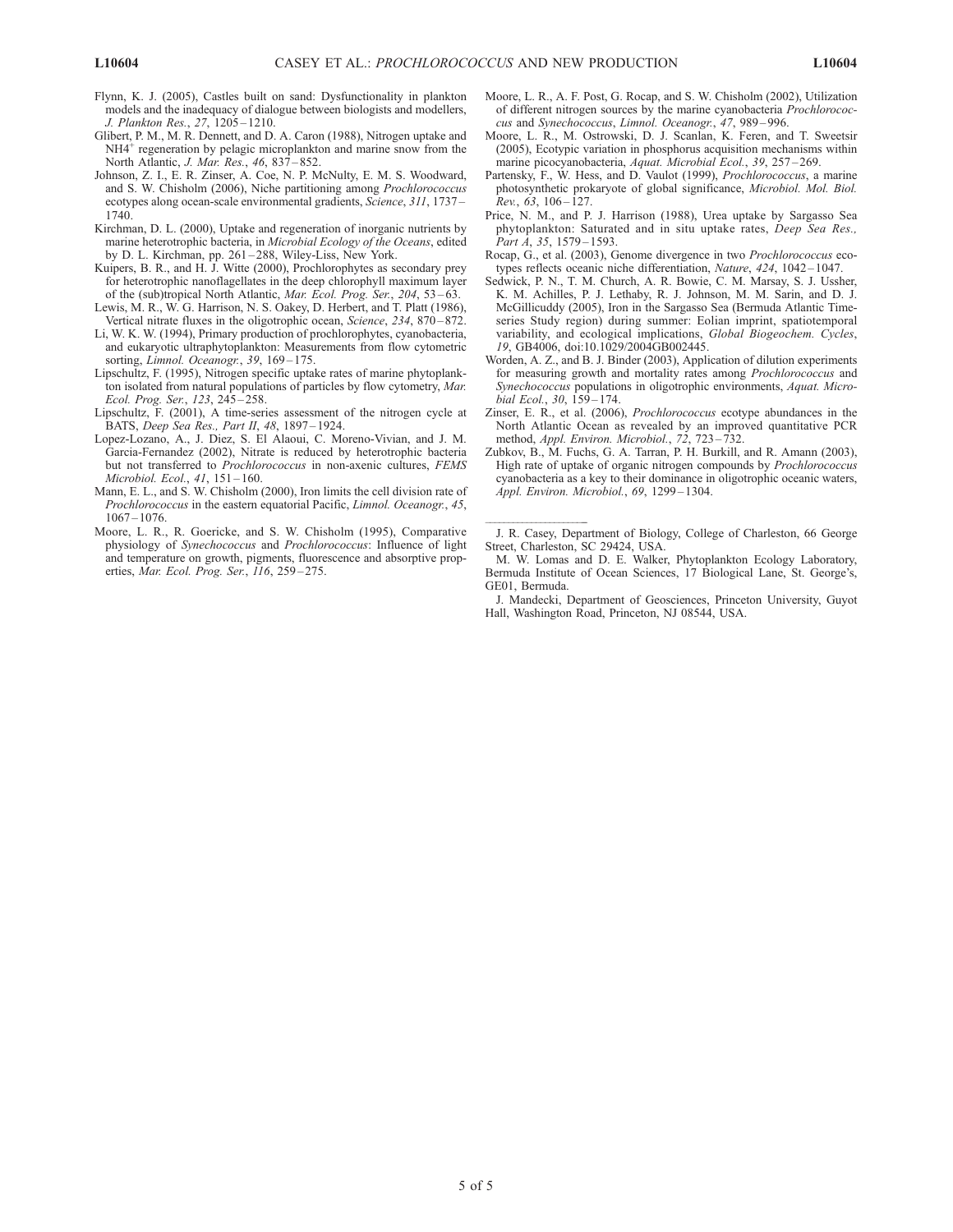Flynn, K. J. (2005), Castles built on sand: Dysfunctionality in plankton models and the inadequacy of dialogue between biologists and modellers, *J. Plankton Res.*, *27*, 1205–1210.

Glibert, P. M., M. R. Dennett, and D. A. Caron (1988), Nitrogen uptake and $NH_4^+$ regeneration by pelagic microplankton and marine snow from the North Atlantic, *J. Mar. Res.*, *46*, 837–852.

Johnson, Z. I., E. R. Zinser, A. Coe, N. P. McNulty, E. M. S. Woodward, and S. W. Chisholm (2006), Niche partitioning among *Prochlorococcus* ecotypes along ocean-scale environmental gradients, *Science*, *311*, 1737–1740.

Kirchman, D. L. (2000), Uptake and regeneration of inorganic nutrients by marine heterotrophic bacteria, in *Microbial Ecology of the Oceans*, edited by D. L. Kirchman, pp. 261–288, Wiley-Liss, New York.

Kuipers, B. R., and H. J. Witte (2000), Prochlorophytes as secondary prey for heterotrophic nanoflagellates in the deep chlorophyll maximum layer of the (sub)tropical North Atlantic, *Mar. Ecol. Prog. Ser.*, *204*, 53–63.

Lewis, M. R., W. G. Harrison, N. S. Oakey, D. Herbert, and T. Platt (1986), Vertical nitrate fluxes in the oligotrophic ocean, *Science*, *234*, 870–872.

Li, W. K. W. (1994), Primary production of prochlorophytes, cyanobacteria, and eukaryotic ultraphytoplankton: Measurements from flow cytometric sorting, *Limnol. Oceanogr.*, *39*, 169–175.

Lipschultz, F. (1995), Nitrogen specific uptake rates of marine phytoplankton isolated from natural populations of particles by flow cytometry, *Mar. Ecol. Prog. Ser.*, *123*, 245–258.

Lipschultz, F. (2001), A time-series assessment of the nitrogen cycle at BATS, *Deep Sea Res., Part II*, *48*, 1897–1924.

Lopez-Lozano, A., J. Diez, S. El Alaoui, C. Moreno-Vivian, and J. M. Garcia-Fernandez (2002), Nitrate is reduced by heterotrophic bacteria but not transferred to *Prochlorococcus* in non-axenic cultures, *FEMS Microbiol. Ecol.*, *41*, 151–160.

Mann, E. L., and S. W. Chisholm (2000), Iron limits the cell division rate of *Prochlorococcus* in the eastern equatorial Pacific, *Limnol. Oceanogr.*, *45*, 1067–1076.

Moore, L. R., R. Goericke, and S. W. Chisholm (1995), Comparative physiology of *Synechococcus* and *Prochlorococcus*: Influence of light and temperature on growth, pigments, fluorescence and absorptive properties, *Mar. Ecol. Prog. Ser.*, *116*, 259–275.

Moore, L. R., A. F. Post, G. Rocap, and S. W. Chisholm (2002), Utilization of different nitrogen sources by the marine cyanobacteria *Prochlorococcus* and *Synechococcus*, *Limnol. Oceanogr.*, *47*, 989–996.

Moore, L. R., M. Ostrowski, D. J. Scanlan, K. Feren, and T. Sweetsir (2005), Ecotypic variation in phosphorus acquisition mechanisms within marine picocyanobacteria, *Aquat. Microbial Ecol.*, *39*, 257–269.

Partensky, F., W. Hess, and D. Vaulot (1999), *Prochlorococcus*, a marine photosynthetic prokaryote of global significance, *Microbiol. Mol. Biol. Rev.*, *63*, 106–127.

Price, N. M., and P. J. Harrison (1988), Urea uptake by Sargasso Sea phytoplankton: Saturated and in situ uptake rates, *Deep Sea Res., Part A*, *35*, 1579–1593.

Rocap, G., et al. (2003), Genome divergence in two *Prochlorococcus* ecotypes reflects oceanic niche differentiation, *Nature*, *424*, 1042–1047.

Sedwick, P. N., T. M. Church, A. R. Bowie, C. M. Marsay, S. J. Ussher, K. M. Achilles, P. J. Lethaby, R. J. Johnson, M. M. Sarin, and D. J. McGillicuddy (2005), Iron in the Sargasso Sea (Bermuda Atlantic Time-series Study region) during summer: Eolian imprint, spatiotemporal variability, and ecological implications, *Global Biogeochem. Cycles*, *19*, GB4006, doi:10.1029/2004GB002445.

Worden, A. Z., and B. J. Binder (2003), Application of dilution experiments for measuring growth and mortality rates among *Prochlorococcus* and *Synechococcus* populations in oligotrophic environments, *Aquat. Microbial Ecol.*, *30*, 159–174.

Zinser, E. R., et al. (2006), *Prochlorococcus* ecotype abundances in the North Atlantic Ocean as revealed by an improved quantitative PCR method, *Appl. Environ. Microbiol.*, *72*, 723–732.

Zubkov, B., M. Fuchs, G. A. Tarran, P. H. Burkill, and R. Amann (2003), High rate of uptake of organic nitrogen compounds by *Prochlorococcus* cyanobacteria as a key to their dominance in oligotrophic oceanic waters, *Appl. Environ. Microbiol.*, *69*, 1299–1304.

---

J. R. Casey, Department of Biology, College of Charleston, 66 George Street, Charleston, SC 29424, USA.

M. W. Lomas and D. E. Walker, Phytoplankton Ecology Laboratory, Bermuda Institute of Ocean Sciences, 17 Biological Lane, St. George's, GE01, Bermuda.

J. Mandecki, Department of Geosciences, Princeton University, Guyot Hall, Washington Road, Princeton, NJ 08544, USA.